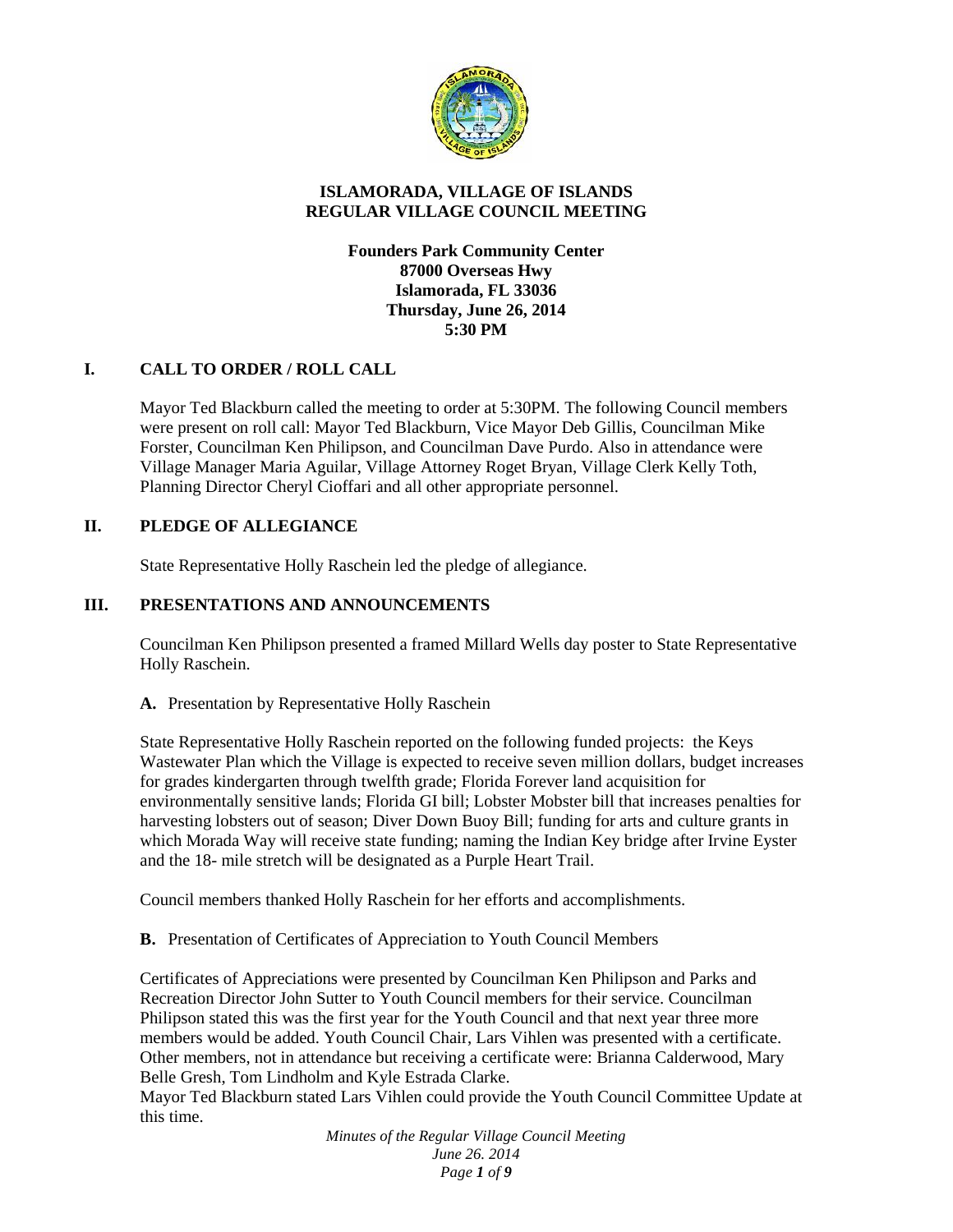# ISLAMORADA, VILLAGE OF ISLANDS
# REGULAR VILLAGE COUNCIL MEETING

**Founders Park Community Center**
**87000 Overseas Hwy**
**Islamorada, FL 33036**
**Thursday, June 26, 2014**
**5:30 PM**

## I. CALL TO ORDER / ROLL CALL

Mayor Ted Blackburn called the meeting to order at 5:30PM. The following Council members were present on roll call: Mayor Ted Blackburn, Vice Mayor Deb Gillis, Councilman Mike Forster, Councilman Ken Philipson, and Councilman Dave Purdo. Also in attendance were Village Manager Maria Aguilar, Village Attorney Roget Bryan, Village Clerk Kelly Toth, Planning Director Cheryl Cioffari and all other appropriate personnel.

## II. PLEDGE OF ALLEGIANCE

State Representative Holly Raschein led the pledge of allegiance.

## III. PRESENTATIONS AND ANNOUNCEMENTS

Councilman Ken Philipson presented a framed Millard Wells day poster to State Representative Holly Raschein.

**A.** Presentation by Representative Holly Raschein

State Representative Holly Raschein reported on the following funded projects: the Keys Wastewater Plan which the Village is expected to receive seven million dollars, budget increases for grades kindergarten through twelfth grade; Florida Forever land acquisition for environmentally sensitive lands; Florida GI bill; Lobster Mobster bill that increases penalties for harvesting lobsters out of season; Diver Down Buoy Bill; funding for arts and culture grants in which Morada Way will receive state funding; naming the Indian Key bridge after Irvine Eyster and the 18- mile stretch will be designated as a Purple Heart Trail.

Council members thanked Holly Raschein for her efforts and accomplishments.

**B.** Presentation of Certificates of Appreciation to Youth Council Members

Certificates of Appreciations were presented by Councilman Ken Philipson and Parks and Recreation Director John Sutter to Youth Council members for their service. Councilman Philipson stated this was the first year for the Youth Council and that next year three more members would be added. Youth Council Chair, Lars Vihlen was presented with a certificate. Other members, not in attendance but receiving a certificate were: Brianna Calderwood, Mary Belle Gresh, Tom Lindholm and Kyle Estrada Clarke.
Mayor Ted Blackburn stated Lars Vihlen could provide the Youth Council Committee Update at this time.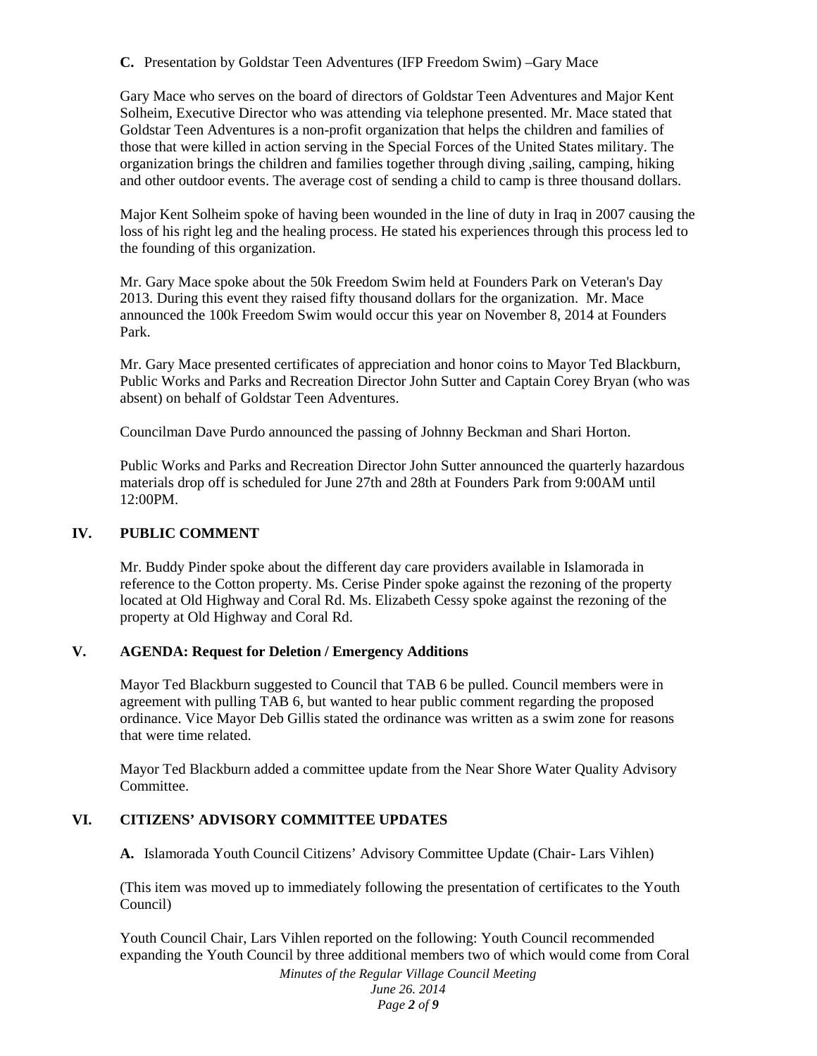**C.** Presentation by Goldstar Teen Adventures (IFP Freedom Swim) –Gary Mace

Gary Mace who serves on the board of directors of Goldstar Teen Adventures and Major Kent Solheim, Executive Director who was attending via telephone presented. Mr. Mace stated that Goldstar Teen Adventures is a non-profit organization that helps the children and families of those that were killed in action serving in the Special Forces of the United States military. The organization brings the children and families together through diving ,sailing, camping, hiking and other outdoor events. The average cost of sending a child to camp is three thousand dollars.

Major Kent Solheim spoke of having been wounded in the line of duty in Iraq in 2007 causing the loss of his right leg and the healing process. He stated his experiences through this process led to the founding of this organization.

Mr. Gary Mace spoke about the 50k Freedom Swim held at Founders Park on Veteran's Day 2013. During this event they raised fifty thousand dollars for the organization. Mr. Mace announced the 100k Freedom Swim would occur this year on November 8, 2014 at Founders Park.

Mr. Gary Mace presented certificates of appreciation and honor coins to Mayor Ted Blackburn, Public Works and Parks and Recreation Director John Sutter and Captain Corey Bryan (who was absent) on behalf of Goldstar Teen Adventures.

Councilman Dave Purdo announced the passing of Johnny Beckman and Shari Horton.

Public Works and Parks and Recreation Director John Sutter announced the quarterly hazardous materials drop off is scheduled for June 27th and 28th at Founders Park from 9:00AM until 12:00PM.

## IV. PUBLIC COMMENT

Mr. Buddy Pinder spoke about the different day care providers available in Islamorada in reference to the Cotton property. Ms. Cerise Pinder spoke against the rezoning of the property located at Old Highway and Coral Rd. Ms. Elizabeth Cessy spoke against the rezoning of the property at Old Highway and Coral Rd.

## V. AGENDA: Request for Deletion / Emergency Additions

Mayor Ted Blackburn suggested to Council that TAB 6 be pulled. Council members were in agreement with pulling TAB 6, but wanted to hear public comment regarding the proposed ordinance. Vice Mayor Deb Gillis stated the ordinance was written as a swim zone for reasons that were time related.

Mayor Ted Blackburn added a committee update from the Near Shore Water Quality Advisory Committee.

## VI. CITIZENS' ADVISORY COMMITTEE UPDATES

**A.** Islamorada Youth Council Citizens' Advisory Committee Update (Chair- Lars Vihlen)

(This item was moved up to immediately following the presentation of certificates to the Youth Council)

Youth Council Chair, Lars Vihlen reported on the following: Youth Council recommended expanding the Youth Council by three additional members two of which would come from Coral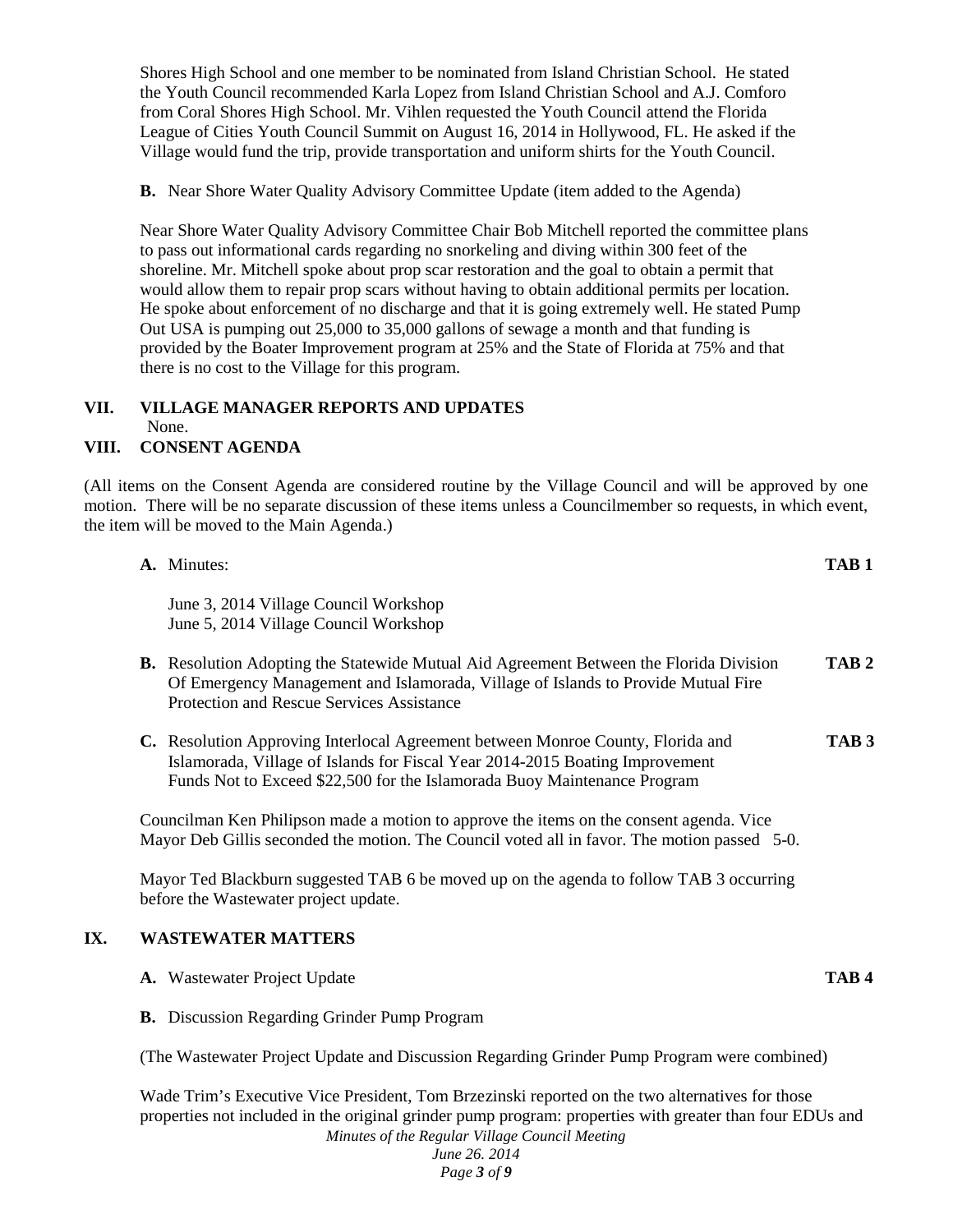Shores High School and one member to be nominated from Island Christian School. He stated the Youth Council recommended Karla Lopez from Island Christian School and A.J. Comforo from Coral Shores High School. Mr. Vihlen requested the Youth Council attend the Florida League of Cities Youth Council Summit on August 16, 2014 in Hollywood, FL. He asked if the Village would fund the trip, provide transportation and uniform shirts for the Youth Council.

**B.** Near Shore Water Quality Advisory Committee Update (item added to the Agenda)

Near Shore Water Quality Advisory Committee Chair Bob Mitchell reported the committee plans to pass out informational cards regarding no snorkeling and diving within 300 feet of the shoreline. Mr. Mitchell spoke about prop scar restoration and the goal to obtain a permit that would allow them to repair prop scars without having to obtain additional permits per location. He spoke about enforcement of no discharge and that it is going extremely well. He stated Pump Out USA is pumping out 25,000 to 35,000 gallons of sewage a month and that funding is provided by the Boater Improvement program at 25% and the State of Florida at 75% and that there is no cost to the Village for this program.

## VII. VILLAGE MANAGER REPORTS AND UPDATES

None.

## VIII. CONSENT AGENDA

(All items on the Consent Agenda are considered routine by the Village Council and will be approved by one motion. There will be no separate discussion of these items unless a Councilmember so requests, in which event, the item will be moved to the Main Agenda.)

**A.** Minutes: **TAB 1**

June 3, 2014 Village Council Workshop
June 5, 2014 Village Council Workshop

**B.** Resolution Adopting the Statewide Mutual Aid Agreement Between the Florida Division Of Emergency Management and Islamorada, Village of Islands to Provide Mutual Fire Protection and Rescue Services Assistance **TAB 2**

**C.** Resolution Approving Interlocal Agreement between Monroe County, Florida and Islamorada, Village of Islands for Fiscal Year 2014-2015 Boating Improvement Funds Not to Exceed $22,500 for the Islamorada Buoy Maintenance Program **TAB 3**

Councilman Ken Philipson made a motion to approve the items on the consent agenda. Vice Mayor Deb Gillis seconded the motion. The Council voted all in favor. The motion passed 5-0.

Mayor Ted Blackburn suggested TAB 6 be moved up on the agenda to follow TAB 3 occurring before the Wastewater project update.

## IX. WASTEWATER MATTERS

**A.** Wastewater Project Update **TAB 4**

**B.** Discussion Regarding Grinder Pump Program

(The Wastewater Project Update and Discussion Regarding Grinder Pump Program were combined)

Wade Trim's Executive Vice President, Tom Brzezinski reported on the two alternatives for those properties not included in the original grinder pump program: properties with greater than four EDUs and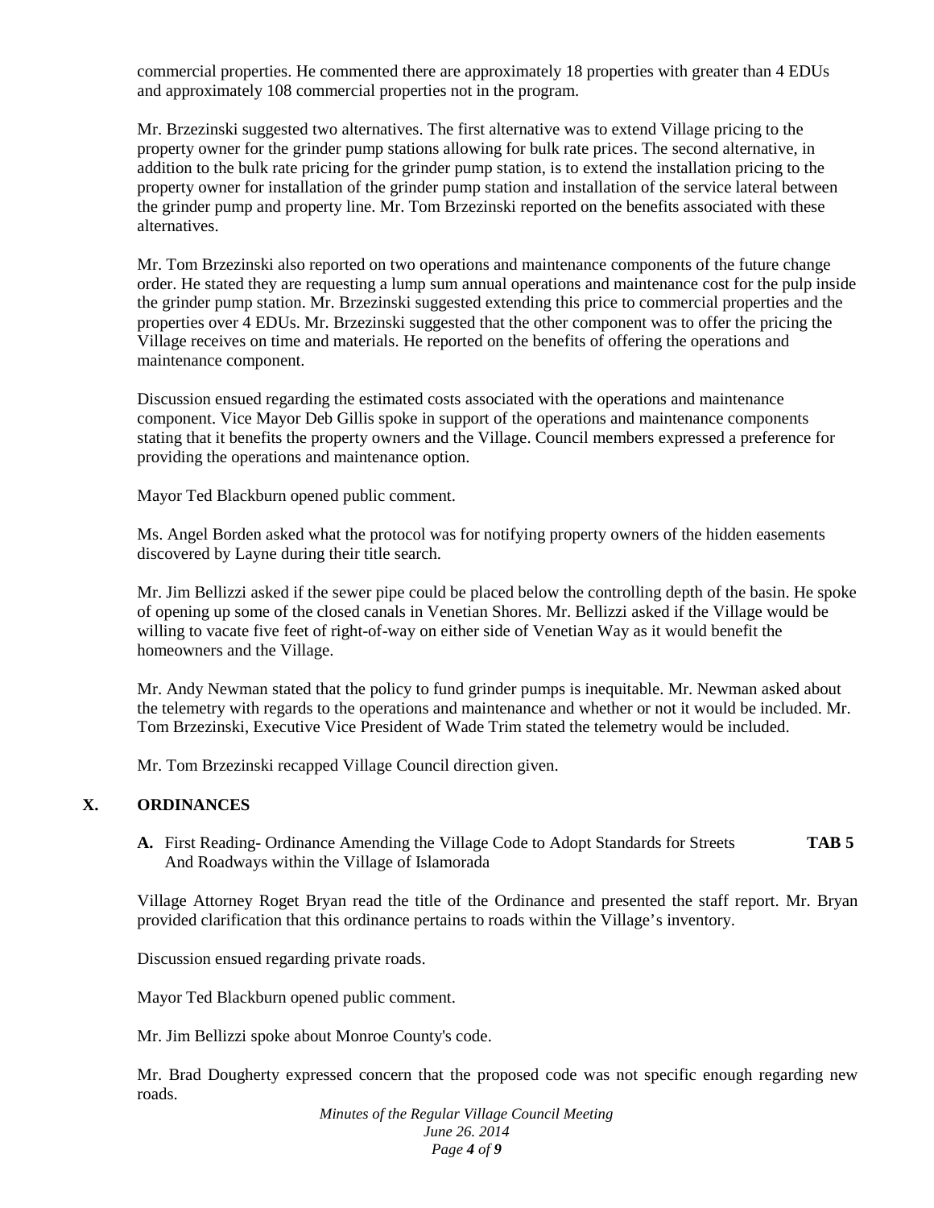commercial properties. He commented there are approximately 18 properties with greater than 4 EDUs and approximately 108 commercial properties not in the program.

Mr. Brzezinski suggested two alternatives. The first alternative was to extend Village pricing to the property owner for the grinder pump stations allowing for bulk rate prices. The second alternative, in addition to the bulk rate pricing for the grinder pump station, is to extend the installation pricing to the property owner for installation of the grinder pump station and installation of the service lateral between the grinder pump and property line. Mr. Tom Brzezinski reported on the benefits associated with these alternatives.

Mr. Tom Brzezinski also reported on two operations and maintenance components of the future change order. He stated they are requesting a lump sum annual operations and maintenance cost for the pulp inside the grinder pump station. Mr. Brzezinski suggested extending this price to commercial properties and the properties over 4 EDUs. Mr. Brzezinski suggested that the other component was to offer the pricing the Village receives on time and materials. He reported on the benefits of offering the operations and maintenance component.

Discussion ensued regarding the estimated costs associated with the operations and maintenance component. Vice Mayor Deb Gillis spoke in support of the operations and maintenance components stating that it benefits the property owners and the Village. Council members expressed a preference for providing the operations and maintenance option.

Mayor Ted Blackburn opened public comment.

Ms. Angel Borden asked what the protocol was for notifying property owners of the hidden easements discovered by Layne during their title search.

Mr. Jim Bellizzi asked if the sewer pipe could be placed below the controlling depth of the basin. He spoke of opening up some of the closed canals in Venetian Shores. Mr. Bellizzi asked if the Village would be willing to vacate five feet of right-of-way on either side of Venetian Way as it would benefit the homeowners and the Village.

Mr. Andy Newman stated that the policy to fund grinder pumps is inequitable. Mr. Newman asked about the telemetry with regards to the operations and maintenance and whether or not it would be included. Mr. Tom Brzezinski, Executive Vice President of Wade Trim stated the telemetry would be included.

Mr. Tom Brzezinski recapped Village Council direction given.

## X. ORDINANCES

**A.** First Reading- Ordinance Amending the Village Code to Adopt Standards for Streets And Roadways within the Village of Islamorada **TAB 5**

Village Attorney Roget Bryan read the title of the Ordinance and presented the staff report. Mr. Bryan provided clarification that this ordinance pertains to roads within the Village's inventory.

Discussion ensued regarding private roads.

Mayor Ted Blackburn opened public comment.

Mr. Jim Bellizzi spoke about Monroe County's code.

Mr. Brad Dougherty expressed concern that the proposed code was not specific enough regarding new roads.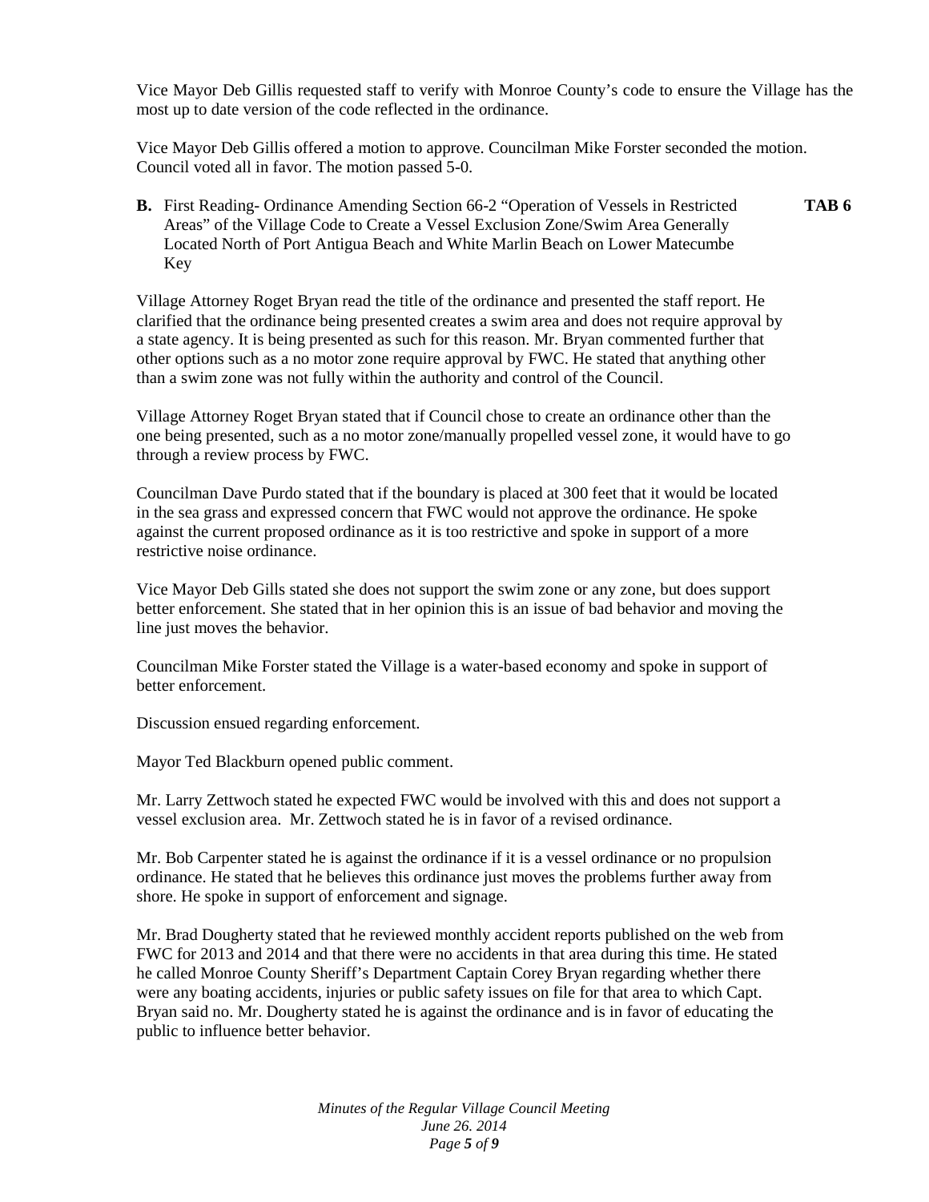Vice Mayor Deb Gillis requested staff to verify with Monroe County's code to ensure the Village has the most up to date version of the code reflected in the ordinance.

Vice Mayor Deb Gillis offered a motion to approve. Councilman Mike Forster seconded the motion. Council voted all in favor. The motion passed 5-0.

**B.** First Reading- Ordinance Amending Section 66-2 "Operation of Vessels in Restricted Areas" of the Village Code to Create a Vessel Exclusion Zone/Swim Area Generally Located North of Port Antigua Beach and White Marlin Beach on Lower Matecumbe Key **TAB 6**

Village Attorney Roget Bryan read the title of the ordinance and presented the staff report. He clarified that the ordinance being presented creates a swim area and does not require approval by a state agency. It is being presented as such for this reason. Mr. Bryan commented further that other options such as a no motor zone require approval by FWC. He stated that anything other than a swim zone was not fully within the authority and control of the Council.

Village Attorney Roget Bryan stated that if Council chose to create an ordinance other than the one being presented, such as a no motor zone/manually propelled vessel zone, it would have to go through a review process by FWC.

Councilman Dave Purdo stated that if the boundary is placed at 300 feet that it would be located in the sea grass and expressed concern that FWC would not approve the ordinance. He spoke against the current proposed ordinance as it is too restrictive and spoke in support of a more restrictive noise ordinance.

Vice Mayor Deb Gills stated she does not support the swim zone or any zone, but does support better enforcement. She stated that in her opinion this is an issue of bad behavior and moving the line just moves the behavior.

Councilman Mike Forster stated the Village is a water-based economy and spoke in support of better enforcement.

Discussion ensued regarding enforcement.

Mayor Ted Blackburn opened public comment.

Mr. Larry Zettwoch stated he expected FWC would be involved with this and does not support a vessel exclusion area. Mr. Zettwoch stated he is in favor of a revised ordinance.

Mr. Bob Carpenter stated he is against the ordinance if it is a vessel ordinance or no propulsion ordinance. He stated that he believes this ordinance just moves the problems further away from shore. He spoke in support of enforcement and signage.

Mr. Brad Dougherty stated that he reviewed monthly accident reports published on the web from FWC for 2013 and 2014 and that there were no accidents in that area during this time. He stated he called Monroe County Sheriff's Department Captain Corey Bryan regarding whether there were any boating accidents, injuries or public safety issues on file for that area to which Capt. Bryan said no. Mr. Dougherty stated he is against the ordinance and is in favor of educating the public to influence better behavior.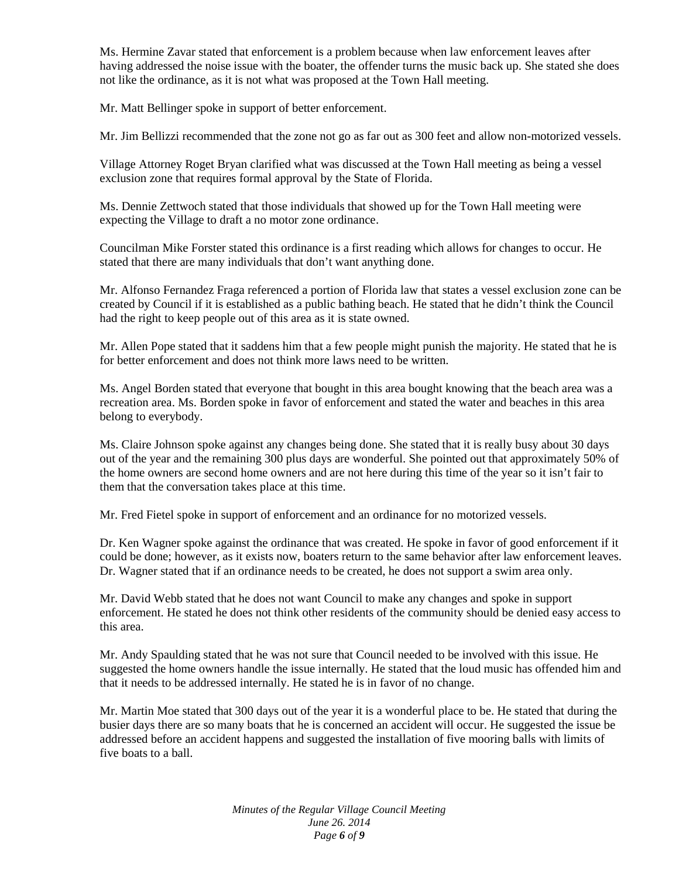Ms. Hermine Zavar stated that enforcement is a problem because when law enforcement leaves after having addressed the noise issue with the boater, the offender turns the music back up. She stated she does not like the ordinance, as it is not what was proposed at the Town Hall meeting.

Mr. Matt Bellinger spoke in support of better enforcement.

Mr. Jim Bellizzi recommended that the zone not go as far out as 300 feet and allow non-motorized vessels.

Village Attorney Roget Bryan clarified what was discussed at the Town Hall meeting as being a vessel exclusion zone that requires formal approval by the State of Florida.

Ms. Dennie Zettwoch stated that those individuals that showed up for the Town Hall meeting were expecting the Village to draft a no motor zone ordinance.

Councilman Mike Forster stated this ordinance is a first reading which allows for changes to occur. He stated that there are many individuals that don't want anything done.

Mr. Alfonso Fernandez Fraga referenced a portion of Florida law that states a vessel exclusion zone can be created by Council if it is established as a public bathing beach. He stated that he didn't think the Council had the right to keep people out of this area as it is state owned.

Mr. Allen Pope stated that it saddens him that a few people might punish the majority. He stated that he is for better enforcement and does not think more laws need to be written.

Ms. Angel Borden stated that everyone that bought in this area bought knowing that the beach area was a recreation area. Ms. Borden spoke in favor of enforcement and stated the water and beaches in this area belong to everybody.

Ms. Claire Johnson spoke against any changes being done. She stated that it is really busy about 30 days out of the year and the remaining 300 plus days are wonderful. She pointed out that approximately 50% of the home owners are second home owners and are not here during this time of the year so it isn't fair to them that the conversation takes place at this time.

Mr. Fred Fietel spoke in support of enforcement and an ordinance for no motorized vessels.

Dr. Ken Wagner spoke against the ordinance that was created. He spoke in favor of good enforcement if it could be done; however, as it exists now, boaters return to the same behavior after law enforcement leaves. Dr. Wagner stated that if an ordinance needs to be created, he does not support a swim area only.

Mr. David Webb stated that he does not want Council to make any changes and spoke in support enforcement. He stated he does not think other residents of the community should be denied easy access to this area.

Mr. Andy Spaulding stated that he was not sure that Council needed to be involved with this issue. He suggested the home owners handle the issue internally. He stated that the loud music has offended him and that it needs to be addressed internally. He stated he is in favor of no change.

Mr. Martin Moe stated that 300 days out of the year it is a wonderful place to be. He stated that during the busier days there are so many boats that he is concerned an accident will occur. He suggested the issue be addressed before an accident happens and suggested the installation of five mooring balls with limits of five boats to a ball.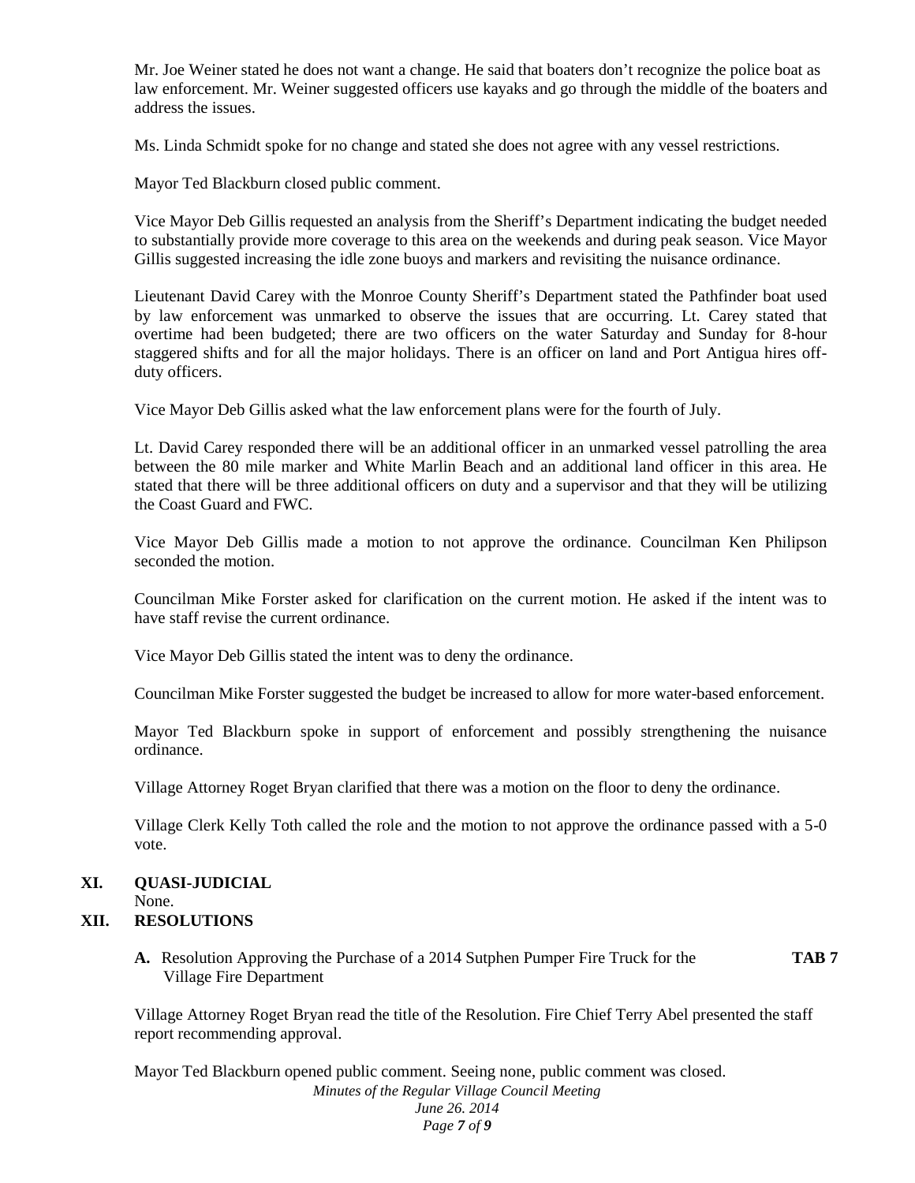Mr. Joe Weiner stated he does not want a change. He said that boaters don't recognize the police boat as law enforcement. Mr. Weiner suggested officers use kayaks and go through the middle of the boaters and address the issues.

Ms. Linda Schmidt spoke for no change and stated she does not agree with any vessel restrictions.

Mayor Ted Blackburn closed public comment.

Vice Mayor Deb Gillis requested an analysis from the Sheriff's Department indicating the budget needed to substantially provide more coverage to this area on the weekends and during peak season. Vice Mayor Gillis suggested increasing the idle zone buoys and markers and revisiting the nuisance ordinance.

Lieutenant David Carey with the Monroe County Sheriff's Department stated the Pathfinder boat used by law enforcement was unmarked to observe the issues that are occurring. Lt. Carey stated that overtime had been budgeted; there are two officers on the water Saturday and Sunday for 8-hour staggered shifts and for all the major holidays. There is an officer on land and Port Antigua hires off-duty officers.

Vice Mayor Deb Gillis asked what the law enforcement plans were for the fourth of July.

Lt. David Carey responded there will be an additional officer in an unmarked vessel patrolling the area between the 80 mile marker and White Marlin Beach and an additional land officer in this area. He stated that there will be three additional officers on duty and a supervisor and that they will be utilizing the Coast Guard and FWC.

Vice Mayor Deb Gillis made a motion to not approve the ordinance. Councilman Ken Philipson seconded the motion.

Councilman Mike Forster asked for clarification on the current motion. He asked if the intent was to have staff revise the current ordinance.

Vice Mayor Deb Gillis stated the intent was to deny the ordinance.

Councilman Mike Forster suggested the budget be increased to allow for more water-based enforcement.

Mayor Ted Blackburn spoke in support of enforcement and possibly strengthening the nuisance ordinance.

Village Attorney Roget Bryan clarified that there was a motion on the floor to deny the ordinance.

Village Clerk Kelly Toth called the role and the motion to not approve the ordinance passed with a 5-0 vote.

## XI. QUASI-JUDICIAL

None.

## XII. RESOLUTIONS

**A.** Resolution Approving the Purchase of a 2014 Sutphen Pumper Fire Truck for the Village Fire Department **TAB 7**

Village Attorney Roget Bryan read the title of the Resolution. Fire Chief Terry Abel presented the staff report recommending approval.

Mayor Ted Blackburn opened public comment. Seeing none, public comment was closed.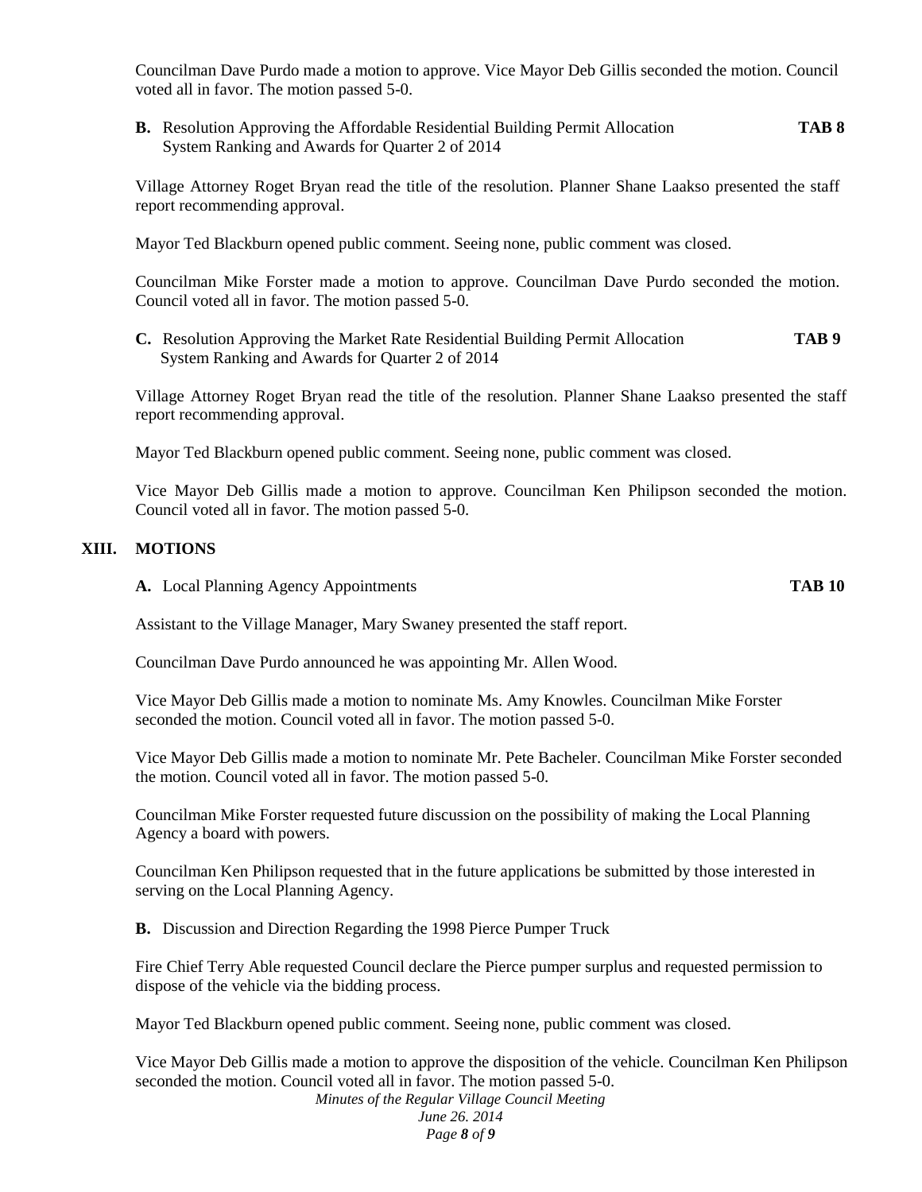Councilman Dave Purdo made a motion to approve. Vice Mayor Deb Gillis seconded the motion. Council voted all in favor. The motion passed 5-0.

**B.** Resolution Approving the Affordable Residential Building Permit Allocation System Ranking and Awards for Quarter 2 of 2014 **TAB 8**

Village Attorney Roget Bryan read the title of the resolution. Planner Shane Laakso presented the staff report recommending approval.

Mayor Ted Blackburn opened public comment. Seeing none, public comment was closed.

Councilman Mike Forster made a motion to approve. Councilman Dave Purdo seconded the motion. Council voted all in favor. The motion passed 5-0.

**C.** Resolution Approving the Market Rate Residential Building Permit Allocation System Ranking and Awards for Quarter 2 of 2014 **TAB 9**

Village Attorney Roget Bryan read the title of the resolution. Planner Shane Laakso presented the staff report recommending approval.

Mayor Ted Blackburn opened public comment. Seeing none, public comment was closed.

Vice Mayor Deb Gillis made a motion to approve. Councilman Ken Philipson seconded the motion. Council voted all in favor. The motion passed 5-0.

## XIII. MOTIONS

**A.** Local Planning Agency Appointments **TAB 10**

Assistant to the Village Manager, Mary Swaney presented the staff report.

Councilman Dave Purdo announced he was appointing Mr. Allen Wood.

Vice Mayor Deb Gillis made a motion to nominate Ms. Amy Knowles. Councilman Mike Forster seconded the motion. Council voted all in favor. The motion passed 5-0.

Vice Mayor Deb Gillis made a motion to nominate Mr. Pete Bacheler. Councilman Mike Forster seconded the motion. Council voted all in favor. The motion passed 5-0.

Councilman Mike Forster requested future discussion on the possibility of making the Local Planning Agency a board with powers.

Councilman Ken Philipson requested that in the future applications be submitted by those interested in serving on the Local Planning Agency.

**B.** Discussion and Direction Regarding the 1998 Pierce Pumper Truck

Fire Chief Terry Able requested Council declare the Pierce pumper surplus and requested permission to dispose of the vehicle via the bidding process.

Mayor Ted Blackburn opened public comment. Seeing none, public comment was closed.

Vice Mayor Deb Gillis made a motion to approve the disposition of the vehicle. Councilman Ken Philipson seconded the motion. Council voted all in favor. The motion passed 5-0.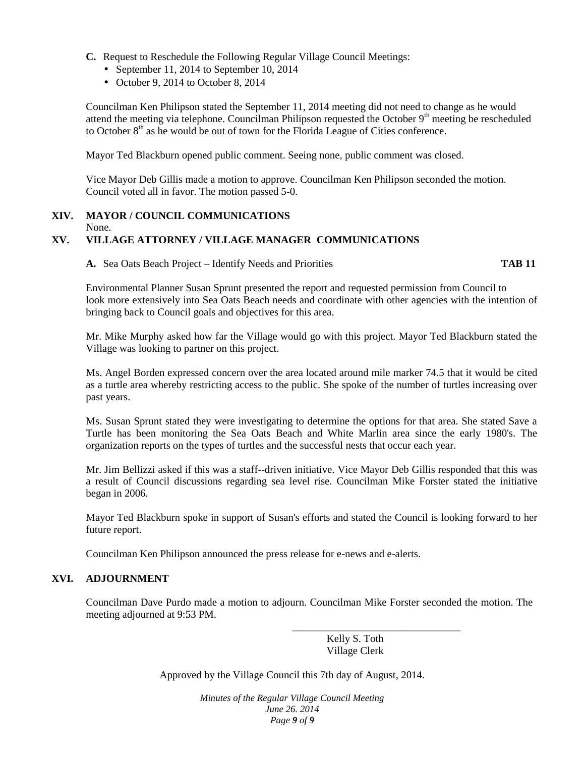**C.** Request to Reschedule the Following Regular Village Council Meetings:

- September 11, 2014 to September 10, 2014
- October 9, 2014 to October 8, 2014

Councilman Ken Philipson stated the September 11, 2014 meeting did not need to change as he would attend the meeting via telephone. Councilman Philipson requested the October 9th meeting be rescheduled to October 8th as he would be out of town for the Florida League of Cities conference.

Mayor Ted Blackburn opened public comment. Seeing none, public comment was closed.

Vice Mayor Deb Gillis made a motion to approve. Councilman Ken Philipson seconded the motion. Council voted all in favor. The motion passed 5-0.

## XIV. MAYOR / COUNCIL COMMUNICATIONS

None.

## XV. VILLAGE ATTORNEY / VILLAGE MANAGER COMMUNICATIONS

**A.** Sea Oats Beach Project – Identify Needs and Priorities **TAB 11**

Environmental Planner Susan Sprunt presented the report and requested permission from Council to look more extensively into Sea Oats Beach needs and coordinate with other agencies with the intention of bringing back to Council goals and objectives for this area.

Mr. Mike Murphy asked how far the Village would go with this project. Mayor Ted Blackburn stated the Village was looking to partner on this project.

Ms. Angel Borden expressed concern over the area located around mile marker 74.5 that it would be cited as a turtle area whereby restricting access to the public. She spoke of the number of turtles increasing over past years.

Ms. Susan Sprunt stated they were investigating to determine the options for that area. She stated Save a Turtle has been monitoring the Sea Oats Beach and White Marlin area since the early 1980's. The organization reports on the types of turtles and the successful nests that occur each year.

Mr. Jim Bellizzi asked if this was a staff--driven initiative. Vice Mayor Deb Gillis responded that this was a result of Council discussions regarding sea level rise. Councilman Mike Forster stated the initiative began in 2006.

Mayor Ted Blackburn spoke in support of Susan's efforts and stated the Council is looking forward to her future report.

Councilman Ken Philipson announced the press release for e-news and e-alerts.

## XVI. ADJOURNMENT

Councilman Dave Purdo made a motion to adjourn. Councilman Mike Forster seconded the motion. The meeting adjourned at 9:53 PM.

\_\_\_\_\_\_\_\_\_\_\_\_\_\_\_\_\_\_\_\_\_\_\_\_\_\_\_\_\_\_\_\_\_

Kelly S. Toth
Village Clerk

Approved by the Village Council this 7th day of August, 2014.